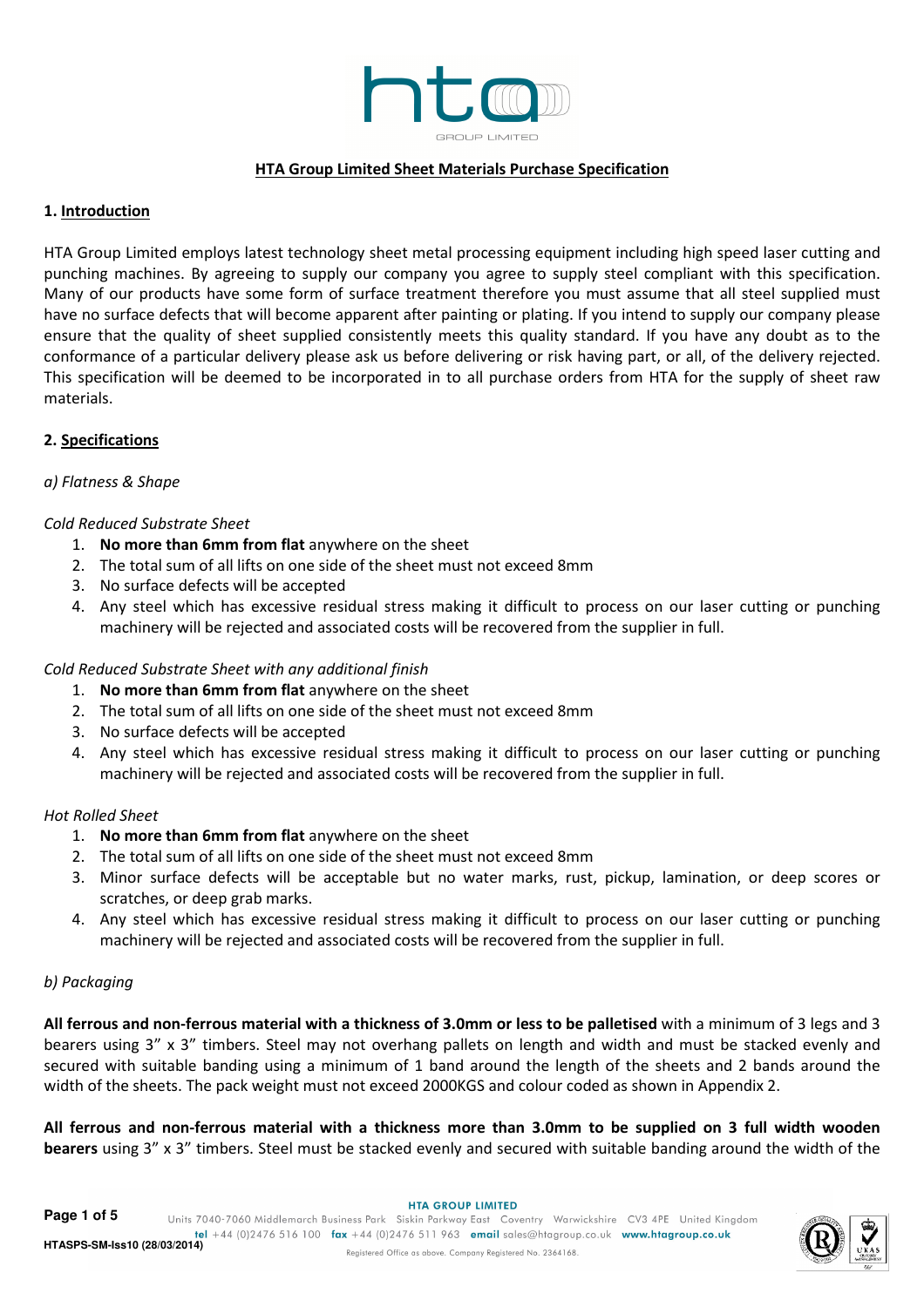# HTA Group Limited Sheet Materials Purchase Specification

## 1. Introduction

HTA Group Limited employs latest technology sheet metal processing equipment including high speed laser cutting and punching machines. By agreeing to supply our company you agree to supply steel compliant with this specification. Many of our products have some form of surface treatment therefore you must assume that all steel supplied must have no surface defects that will become apparent after painting or plating. If you intend to supply our company please ensure that the quality of sheet supplied consistently meets this quality standard. If you have any doubt as to the conformance of a particular delivery please ask us before delivering or risk having part, or all, of the delivery rejected. This specification will be deemed to be incorporated in to all purchase orders from HTA for the supply of sheet raw materials.

## 2. Specifications

### *a) Flatness & Shape*

*Cold Reduced Substrate Sheet*

1. **No more than 6mm from flat** anywhere on the sheet
2. The total sum of all lifts on one side of the sheet must not exceed 8mm
3. No surface defects will be accepted
4. Any steel which has excessive residual stress making it difficult to process on our laser cutting or punching machinery will be rejected and associated costs will be recovered from the supplier in full.

*Cold Reduced Substrate Sheet with any additional finish*

1. **No more than 6mm from flat** anywhere on the sheet
2. The total sum of all lifts on one side of the sheet must not exceed 8mm
3. No surface defects will be accepted
4. Any steel which has excessive residual stress making it difficult to process on our laser cutting or punching machinery will be rejected and associated costs will be recovered from the supplier in full.

*Hot Rolled Sheet*

1. **No more than 6mm from flat** anywhere on the sheet
2. The total sum of all lifts on one side of the sheet must not exceed 8mm
3. Minor surface defects will be acceptable but no water marks, rust, pickup, lamination, or deep scores or scratches, or deep grab marks.
4. Any steel which has excessive residual stress making it difficult to process on our laser cutting or punching machinery will be rejected and associated costs will be recovered from the supplier in full.

### *b) Packaging*

**All ferrous and non-ferrous material with a thickness of 3.0mm or less to be palletised** with a minimum of 3 legs and 3 bearers using 3” x 3” timbers. Steel may not overhang pallets on length and width and must be stacked evenly and secured with suitable banding using a minimum of 1 band around the length of the sheets and 2 bands around the width of the sheets. The pack weight must not exceed 2000KGS and colour coded as shown in Appendix 2.

**All ferrous and non-ferrous material with a thickness more than 3.0mm to be supplied on 3 full width wooden bearers** using 3” x 3” timbers. Steel must be stacked evenly and secured with suitable banding around the width of the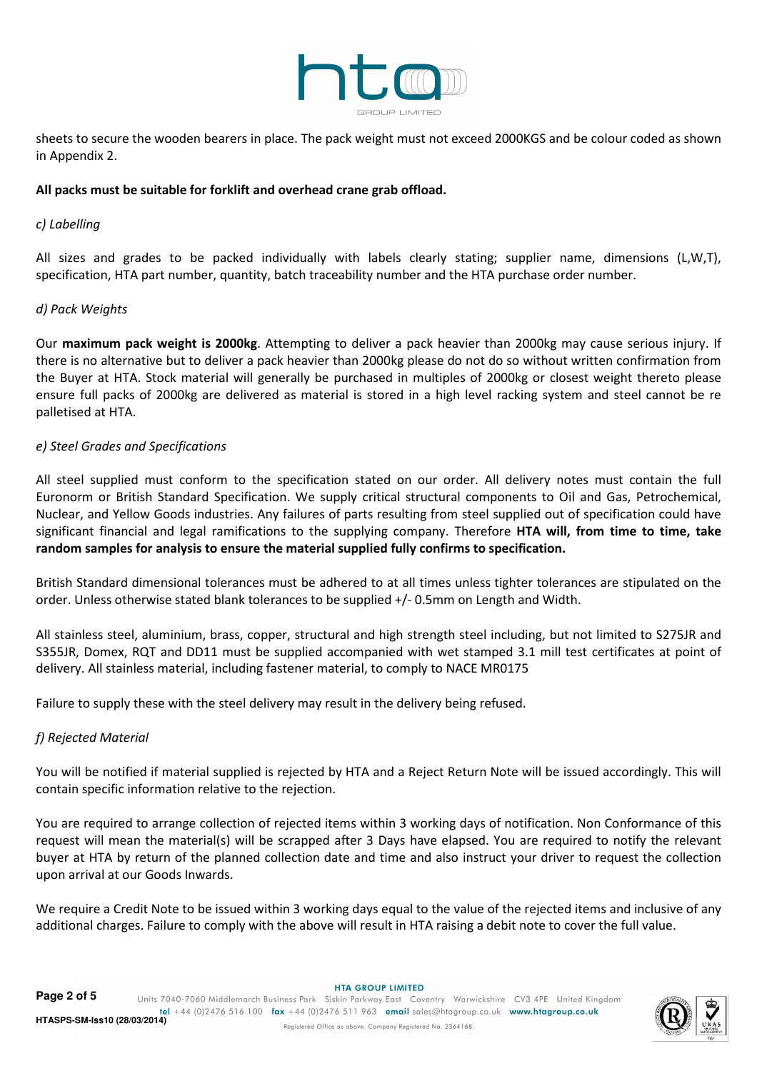sheets to secure the wooden bearers in place. The pack weight must not exceed 2000KGS and be colour coded as shown in Appendix 2.

**All packs must be suitable for forklift and overhead crane grab offload.**

*c) Labelling*

All sizes and grades to be packed individually with labels clearly stating; supplier name, dimensions (L,W,T), specification, HTA part number, quantity, batch traceability number and the HTA purchase order number.

*d) Pack Weights*

Our **maximum pack weight is 2000kg**. Attempting to deliver a pack heavier than 2000kg may cause serious injury. If there is no alternative but to deliver a pack heavier than 2000kg please do not do so without written confirmation from the Buyer at HTA. Stock material will generally be purchased in multiples of 2000kg or closest weight thereto please ensure full packs of 2000kg are delivered as material is stored in a high level racking system and steel cannot be re palletised at HTA.

*e) Steel Grades and Specifications*

All steel supplied must conform to the specification stated on our order. All delivery notes must contain the full Euronorm or British Standard Specification. We supply critical structural components to Oil and Gas, Petrochemical, Nuclear, and Yellow Goods industries. Any failures of parts resulting from steel supplied out of specification could have significant financial and legal ramifications to the supplying company. Therefore **HTA will, from time to time, take random samples for analysis to ensure the material supplied fully confirms to specification.**

British Standard dimensional tolerances must be adhered to at all times unless tighter tolerances are stipulated on the order. Unless otherwise stated blank tolerances to be supplied +/- 0.5mm on Length and Width.

All stainless steel, aluminium, brass, copper, structural and high strength steel including, but not limited to S275JR and S355JR, Domex, RQT and DD11 must be supplied accompanied with wet stamped 3.1 mill test certificates at point of delivery. All stainless material, including fastener material, to comply to NACE MR0175

Failure to supply these with the steel delivery may result in the delivery being refused.

*f) Rejected Material*

You will be notified if material supplied is rejected by HTA and a Reject Return Note will be issued accordingly. This will contain specific information relative to the rejection.

You are required to arrange collection of rejected items within 3 working days of notification. Non Conformance of this request will mean the material(s) will be scrapped after 3 Days have elapsed. You are required to notify the relevant buyer at HTA by return of the planned collection date and time and also instruct your driver to request the collection upon arrival at our Goods Inwards.

We require a Credit Note to be issued within 3 working days equal to the value of the rejected items and inclusive of any additional charges. Failure to comply with the above will result in HTA raising a debit note to cover the full value.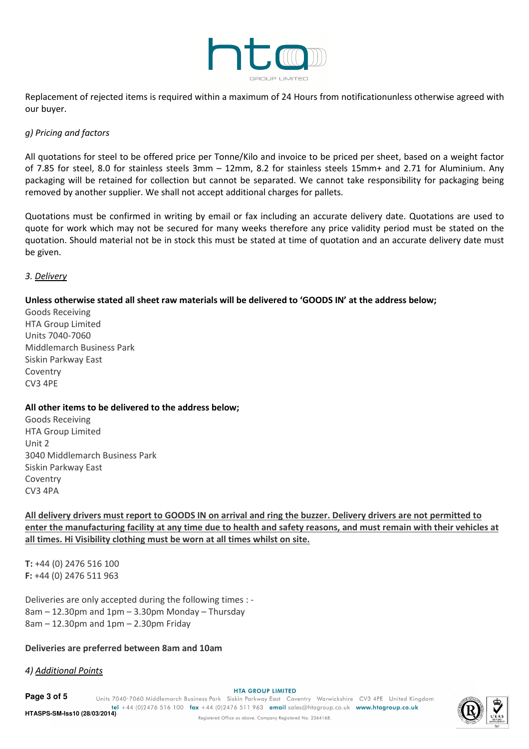Replacement of rejected items is required within a maximum of 24 Hours from notificationunless otherwise agreed with our buyer.

*g) Pricing and factors*

All quotations for steel to be offered price per Tonne/Kilo and invoice to be priced per sheet, based on a weight factor of 7.85 for steel, 8.0 for stainless steels 3mm – 12mm, 8.2 for stainless steels 15mm+ and 2.71 for Aluminium. Any packaging will be retained for collection but cannot be separated. We cannot take responsibility for packaging being removed by another supplier. We shall not accept additional charges for pallets.

Quotations must be confirmed in writing by email or fax including an accurate delivery date. Quotations are used to quote for work which may not be secured for many weeks therefore any price validity period must be stated on the quotation. Should material not be in stock this must be stated at time of quotation and an accurate delivery date must be given.

*3. Delivery*

**Unless otherwise stated all sheet raw materials will be delivered to 'GOODS IN' at the address below;**

Goods Receiving
HTA Group Limited
Units 7040-7060
Middlemarch Business Park
Siskin Parkway East
Coventry
CV3 4PE

**All other items to be delivered to the address below;**

Goods Receiving
HTA Group Limited
Unit 2
3040 Middlemarch Business Park
Siskin Parkway East
Coventry
CV3 4PA

**All delivery drivers must report to GOODS IN on arrival and ring the buzzer. Delivery drivers are not permitted to enter the manufacturing facility at any time due to health and safety reasons, and must remain with their vehicles at all times. Hi Visibility clothing must be worn at all times whilst on site.**

**T:** +44 (0) 2476 516 100
**F:** +44 (0) 2476 511 963

Deliveries are only accepted during the following times : -
8am – 12.30pm and 1pm – 3.30pm Monday – Thursday
8am – 12.30pm and 1pm – 2.30pm Friday

**Deliveries are preferred between 8am and 10am**

*4) Additional Points*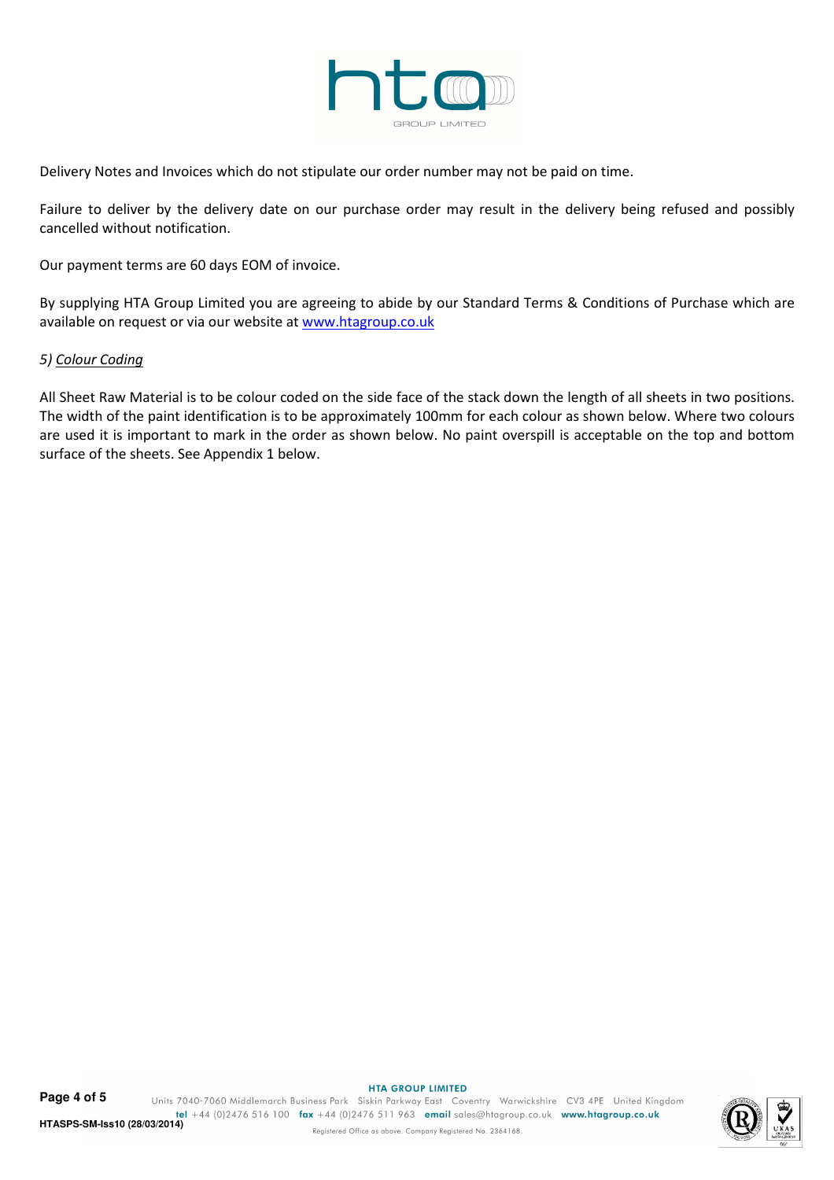Delivery Notes and Invoices which do not stipulate our order number may not be paid on time.

Failure to deliver by the delivery date on our purchase order may result in the delivery being refused and possibly cancelled without notification.

Our payment terms are 60 days EOM of invoice.

By supplying HTA Group Limited you are agreeing to abide by our Standard Terms & Conditions of Purchase which are available on request or via our website at [www.htagroup.co.uk](http://www.htagroup.co.uk)

*5) Colour Coding*

All Sheet Raw Material is to be colour coded on the side face of the stack down the length of all sheets in two positions. The width of the paint identification is to be approximately 100mm for each colour as shown below. Where two colours are used it is important to mark in the order as shown below. No paint overspill is acceptable on the top and bottom surface of the sheets. See Appendix 1 below.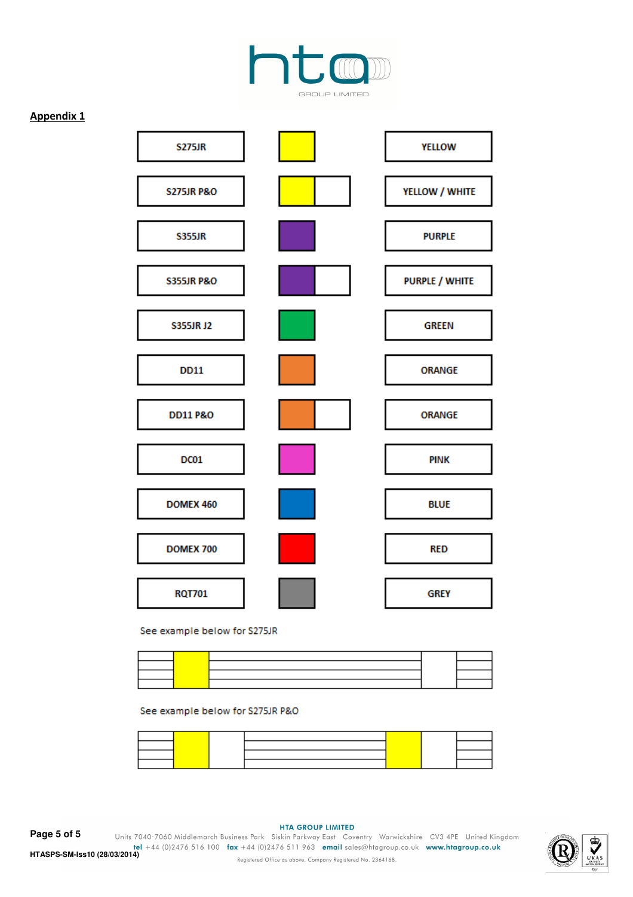## Appendix 1

| | |
|---|---|
| S275JR | YELLOW |
| S275JR P&O | YELLOW / WHITE |
| S355JR | PURPLE |
| S355JR P&O | PURPLE / WHITE |
| S355JR J2 | GREEN |
| DD11 | ORANGE |
| DD11 P&O | ORANGE |
| DC01 | PINK |
| DOMEX 460 | BLUE |
| DOMEX 700 | RED |
| RQT701 | GREY |

See example below for S275JR

See example below for S275JR P&O